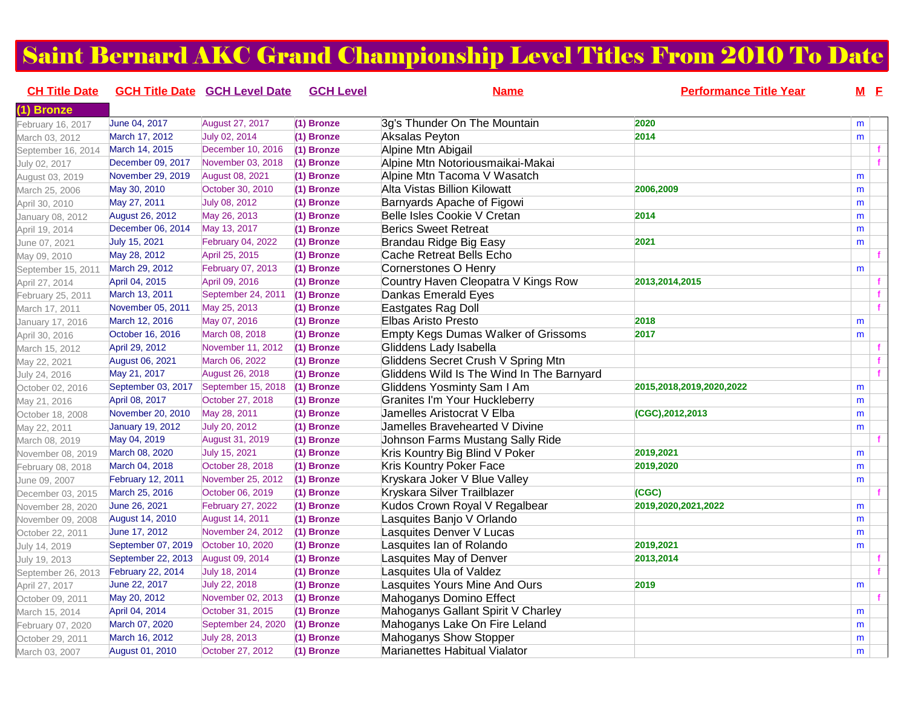# Saint Bernard AKC Grand Championship Level Titles From 2010 To Date

| CH Title Date | GCH Title Date | GCH Level Date | GCH Level | Name | Performance Title Year | M | F |
|---|---|---|---|---|---|---|---|
| **(1) Bronze** | | | | | | | |
| February 16, 2017 | June 04, 2017 | August 27, 2017 | (1) Bronze | 3g's Thunder On The Mountain | 2020 | m | |
| March 03, 2012 | March 17, 2012 | July 02, 2014 | (1) Bronze | Aksalas Peyton | 2014 | m | |
| September 16, 2014 | March 14, 2015 | December 10, 2016 | (1) Bronze | Alpine Mtn Abigail | | | f |
| July 02, 2017 | December 09, 2017 | November 03, 2018 | (1) Bronze | Alpine Mtn Notoriousmaikai-Makai | | | f |
| August 03, 2019 | November 29, 2019 | August 08, 2021 | (1) Bronze | Alpine Mtn Tacoma V Wasatch | | m | |
| March 25, 2006 | May 30, 2010 | October 30, 2010 | (1) Bronze | Alta Vistas Billion Kilowatt | 2006,2009 | m | |
| April 30, 2010 | May 27, 2011 | July 08, 2012 | (1) Bronze | Barnyards Apache of Figowi | | m | |
| January 08, 2012 | August 26, 2012 | May 26, 2013 | (1) Bronze | Belle Isles Cookie V Cretan | 2014 | m | |
| April 19, 2014 | December 06, 2014 | May 13, 2017 | (1) Bronze | Berics Sweet Retreat | | m | |
| June 07, 2021 | July 15, 2021 | February 04, 2022 | (1) Bronze | Brandau Ridge Big Easy | 2021 | m | |
| May 09, 2010 | May 28, 2012 | April 25, 2015 | (1) Bronze | Cache Retreat Bells Echo | | | f |
| September 15, 2011 | March 29, 2012 | February 07, 2013 | (1) Bronze | Cornerstones O Henry | | m | |
| April 27, 2014 | April 04, 2015 | April 09, 2016 | (1) Bronze | Country Haven Cleopatra V Kings Row | 2013,2014,2015 | | f |
| February 25, 2011 | March 13, 2011 | September 24, 2011 | (1) Bronze | Dankas Emerald Eyes | | | f |
| March 17, 2011 | November 05, 2011 | May 25, 2013 | (1) Bronze | Eastgates Rag Doll | | | f |
| January 17, 2016 | March 12, 2016 | May 07, 2016 | (1) Bronze | Elbas Aristo Presto | 2018 | m | |
| April 30, 2016 | October 16, 2016 | March 08, 2018 | (1) Bronze | Empty Kegs Dumas Walker of Grissoms | 2017 | m | |
| March 15, 2012 | April 29, 2012 | November 11, 2012 | (1) Bronze | Gliddens Lady Isabella | | | f |
| May 22, 2021 | August 06, 2021 | March 06, 2022 | (1) Bronze | Gliddens Secret Crush V Spring Mtn | | | f |
| July 24, 2016 | May 21, 2017 | August 26, 2018 | (1) Bronze | Gliddens Wild Is The Wind In The Barnyard | | | f |
| October 02, 2016 | September 03, 2017 | September 15, 2018 | (1) Bronze | Gliddens Yosminty Sam I Am | 2015,2018,2019,2020,2022 | m | |
| May 21, 2016 | April 08, 2017 | October 27, 2018 | (1) Bronze | Granites I'm Your Huckleberry | | m | |
| October 18, 2008 | November 20, 2010 | May 28, 2011 | (1) Bronze | Jamelles Aristocrat V Elba | (CGC),2012,2013 | m | |
| May 22, 2011 | January 19, 2012 | July 20, 2012 | (1) Bronze | Jamelles Bravehearted V Divine | | m | |
| March 08, 2019 | May 04, 2019 | August 31, 2019 | (1) Bronze | Johnson Farms Mustang Sally Ride | | | f |
| November 08, 2019 | March 08, 2020 | July 15, 2021 | (1) Bronze | Kris Kountry Big Blind V Poker | 2019,2021 | m | |
| February 08, 2018 | March 04, 2018 | October 28, 2018 | (1) Bronze | Kris Kountry Poker Face | 2019,2020 | m | |
| June 09, 2007 | February 12, 2011 | November 25, 2012 | (1) Bronze | Kryskara Joker V Blue Valley | | m | |
| December 03, 2015 | March 25, 2016 | October 06, 2019 | (1) Bronze | Kryskara Silver Trailblazer | (CGC) | | f |
| November 28, 2020 | June 26, 2021 | February 27, 2022 | (1) Bronze | Kudos Crown Royal V Regalbear | 2019,2020,2021,2022 | m | |
| November 09, 2008 | August 14, 2010 | August 14, 2011 | (1) Bronze | Lasquites Banjo V Orlando | | m | |
| October 22, 2011 | June 17, 2012 | November 24, 2012 | (1) Bronze | Lasquites Denver V Lucas | | m | |
| July 14, 2019 | September 07, 2019 | October 10, 2020 | (1) Bronze | Lasquites Ian of Rolando | 2019,2021 | m | |
| July 19, 2013 | September 22, 2013 | August 09, 2014 | (1) Bronze | Lasquites May of Denver | 2013,2014 | | f |
| September 26, 2013 | February 22, 2014 | July 18, 2014 | (1) Bronze | Lasquites Ula of Valdez | | | f |
| April 27, 2017 | June 22, 2017 | July 22, 2018 | (1) Bronze | Lasquites Yours Mine And Ours | 2019 | m | |
| October 09, 2011 | May 20, 2012 | November 02, 2013 | (1) Bronze | Mahoganys Domino Effect | | | f |
| March 15, 2014 | April 04, 2014 | October 31, 2015 | (1) Bronze | Mahoganys Gallant Spirit V Charley | | m | |
| February 07, 2020 | March 07, 2020 | September 24, 2020 | (1) Bronze | Mahoganys Lake On Fire Leland | | m | |
| October 29, 2011 | March 16, 2012 | July 28, 2013 | (1) Bronze | Mahoganys Show Stopper | | m | |
| March 03, 2007 | August 01, 2010 | October 27, 2012 | (1) Bronze | Marianettes Habitual Vialator | | m | |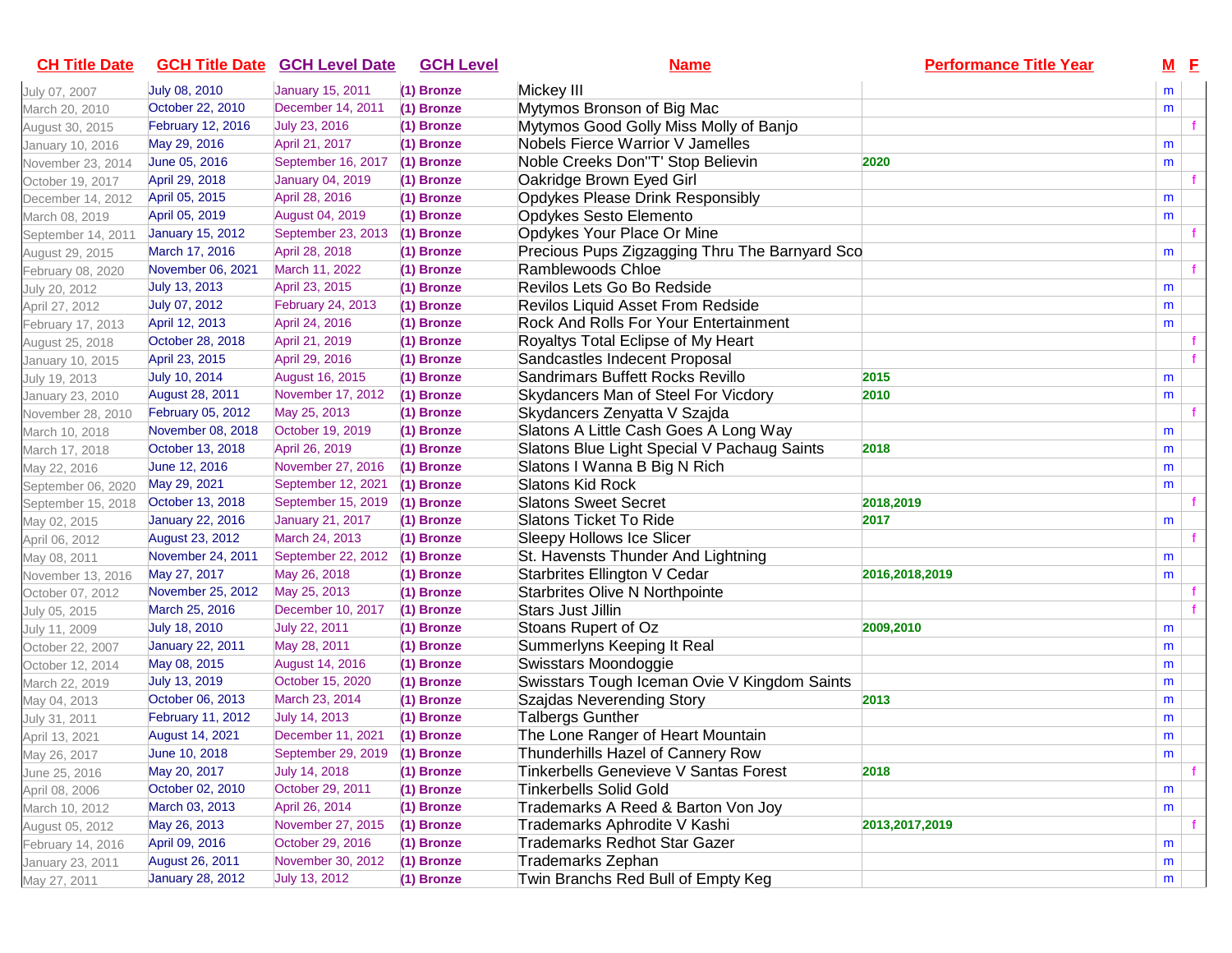| CH Title Date | GCH Title Date | GCH Level Date | GCH Level | Name | Performance Title Year | M | F |
|---|---|---|---|---|---|---|---|
| July 07, 2007 | July 08, 2010 | January 15, 2011 | (1) Bronze | Mickey III | | m | |
| March 20, 2010 | October 22, 2010 | December 14, 2011 | (1) Bronze | Mytymos Bronson of Big Mac | | m | |
| August 30, 2015 | February 12, 2016 | July 23, 2016 | (1) Bronze | Mytymos Good Golly Miss Molly of Banjo | | | f |
| January 10, 2016 | May 29, 2016 | April 21, 2017 | (1) Bronze | Nobels Fierce Warrior V Jamelles | | m | |
| November 23, 2014 | June 05, 2016 | September 16, 2017 | (1) Bronze | Noble Creeks Don"T' Stop Believin | 2020 | m | |
| October 19, 2017 | April 29, 2018 | January 04, 2019 | (1) Bronze | Oakridge Brown Eyed Girl | | | f |
| December 14, 2012 | April 05, 2015 | April 28, 2016 | (1) Bronze | Opdykes Please Drink Responsibly | | m | |
| March 08, 2019 | April 05, 2019 | August 04, 2019 | (1) Bronze | Opdykes Sesto Elemento | | m | |
| September 14, 2011 | January 15, 2012 | September 23, 2013 | (1) Bronze | Opdykes Your Place Or Mine | | | f |
| August 29, 2015 | March 17, 2016 | April 28, 2018 | (1) Bronze | Precious Pups Zigzagging Thru The Barnyard Sco | | m | |
| February 08, 2020 | November 06, 2021 | March 11, 2022 | (1) Bronze | Ramblewoods Chloe | | | f |
| July 20, 2012 | July 13, 2013 | April 23, 2015 | (1) Bronze | Revilos Lets Go Bo Redside | | m | |
| April 27, 2012 | July 07, 2012 | February 24, 2013 | (1) Bronze | Revilos Liquid Asset From Redside | | m | |
| February 17, 2013 | April 12, 2013 | April 24, 2016 | (1) Bronze | Rock And Rolls For Your Entertainment | | m | |
| August 25, 2018 | October 28, 2018 | April 21, 2019 | (1) Bronze | Royaltys Total Eclipse of My Heart | | | f |
| January 10, 2015 | April 23, 2015 | April 29, 2016 | (1) Bronze | Sandcastles Indecent Proposal | | | f |
| July 19, 2013 | July 10, 2014 | August 16, 2015 | (1) Bronze | Sandrimars Buffett Rocks Revillo | 2015 | m | |
| January 23, 2010 | August 28, 2011 | November 17, 2012 | (1) Bronze | Skydancers Man of Steel For Vicdory | 2010 | m | |
| November 28, 2010 | February 05, 2012 | May 25, 2013 | (1) Bronze | Skydancers Zenyatta V Szajda | | | f |
| March 10, 2018 | November 08, 2018 | October 19, 2019 | (1) Bronze | Slatons A Little Cash Goes A Long Way | | m | |
| March 17, 2018 | October 13, 2018 | April 26, 2019 | (1) Bronze | Slatons Blue Light Special V Pachaug Saints | 2018 | m | |
| May 22, 2016 | June 12, 2016 | November 27, 2016 | (1) Bronze | Slatons I Wanna B Big N Rich | | m | |
| September 06, 2020 | May 29, 2021 | September 12, 2021 | (1) Bronze | Slatons Kid Rock | | m | |
| September 15, 2018 | October 13, 2018 | September 15, 2019 | (1) Bronze | Slatons Sweet Secret | 2018,2019 | | f |
| May 02, 2015 | January 22, 2016 | January 21, 2017 | (1) Bronze | Slatons Ticket To Ride | 2017 | m | |
| April 06, 2012 | August 23, 2012 | March 24, 2013 | (1) Bronze | Sleepy Hollows Ice Slicer | | | f |
| May 08, 2011 | November 24, 2011 | September 22, 2012 | (1) Bronze | St. Havensts Thunder And Lightning | | m | |
| November 13, 2016 | May 27, 2017 | May 26, 2018 | (1) Bronze | Starbrites Ellington V Cedar | 2016,2018,2019 | m | |
| October 07, 2012 | November 25, 2012 | May 25, 2013 | (1) Bronze | Starbrites Olive N Northpointe | | | f |
| July 05, 2015 | March 25, 2016 | December 10, 2017 | (1) Bronze | Stars Just Jillin | | | f |
| July 11, 2009 | July 18, 2010 | July 22, 2011 | (1) Bronze | Stoans Rupert of Oz | 2009,2010 | m | |
| October 22, 2007 | January 22, 2011 | May 28, 2011 | (1) Bronze | Summerlyns Keeping It Real | | m | |
| October 12, 2014 | May 08, 2015 | August 14, 2016 | (1) Bronze | Swisstars Moondoggie | | m | |
| March 22, 2019 | July 13, 2019 | October 15, 2020 | (1) Bronze | Swisstars Tough Iceman Ovie V Kingdom Saints | | m | |
| May 04, 2013 | October 06, 2013 | March 23, 2014 | (1) Bronze | Szajdas Neverending Story | 2013 | m | |
| July 31, 2011 | February 11, 2012 | July 14, 2013 | (1) Bronze | Talbergs Gunther | | m | |
| April 13, 2021 | August 14, 2021 | December 11, 2021 | (1) Bronze | The Lone Ranger of Heart Mountain | | m | |
| May 26, 2017 | June 10, 2018 | September 29, 2019 | (1) Bronze | Thunderhills Hazel of Cannery Row | | m | |
| June 25, 2016 | May 20, 2017 | July 14, 2018 | (1) Bronze | Tinkerbells Genevieve V Santas Forest | 2018 | | f |
| April 08, 2006 | October 02, 2010 | October 29, 2011 | (1) Bronze | Tinkerbells Solid Gold | | m | |
| March 10, 2012 | March 03, 2013 | April 26, 2014 | (1) Bronze | Trademarks A Reed & Barton Von Joy | | m | |
| August 05, 2012 | May 26, 2013 | November 27, 2015 | (1) Bronze | Trademarks Aphrodite V Kashi | 2013,2017,2019 | | f |
| February 14, 2016 | April 09, 2016 | October 29, 2016 | (1) Bronze | Trademarks Redhot Star Gazer | | m | |
| January 23, 2011 | August 26, 2011 | November 30, 2012 | (1) Bronze | Trademarks Zephan | | m | |
| May 27, 2011 | January 28, 2012 | July 13, 2012 | (1) Bronze | Twin Branchs Red Bull of Empty Keg | | m | |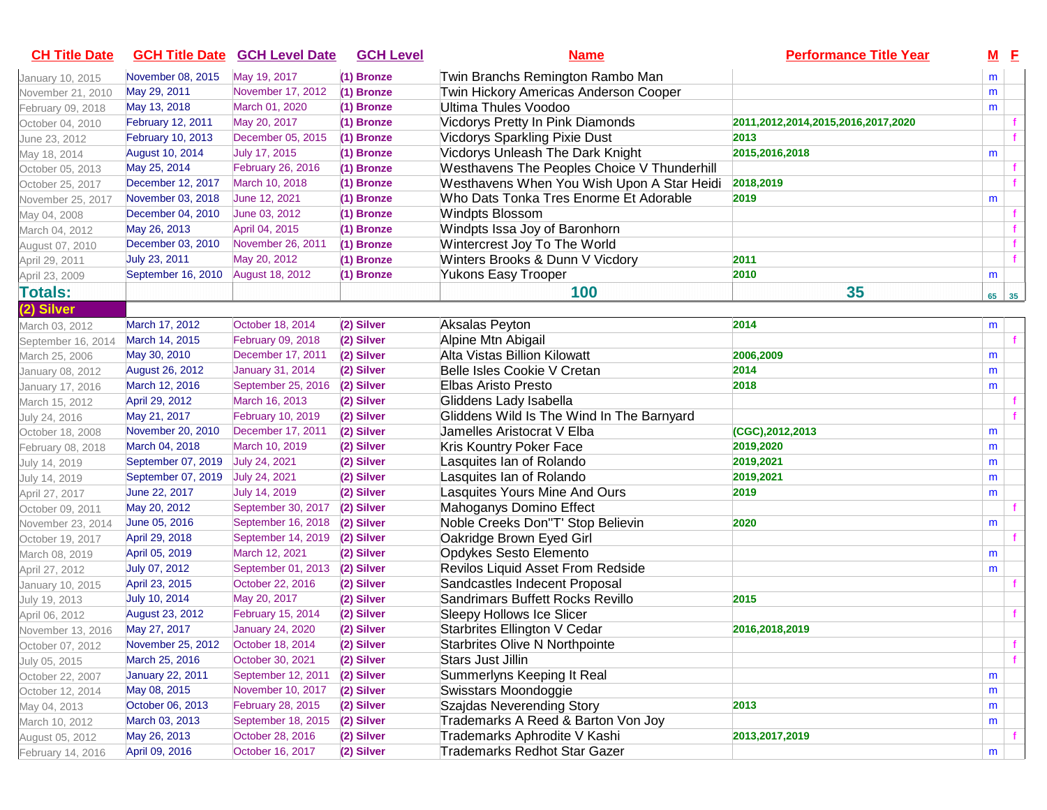| CH Title Date | GCH Title Date | GCH Level Date | GCH Level | Name | Performance Title Year | M | F |
|---|---|---|---|---|---|---|---|
| January 10, 2015 | November 08, 2015 | May 19, 2017 | (1) Bronze | Twin Branchs Remington Rambo Man | | m | |
| November 21, 2010 | May 29, 2011 | November 17, 2012 | (1) Bronze | Twin Hickory Americas Anderson Cooper | | m | |
| February 09, 2018 | May 13, 2018 | March 01, 2020 | (1) Bronze | Ultima Thules Voodoo | | m | |
| October 04, 2010 | February 12, 2011 | May 20, 2017 | (1) Bronze | Vicdorys Pretty In Pink Diamonds | 2011,2012,2014,2015,2016,2017,2020 | | f |
| June 23, 2012 | February 10, 2013 | December 05, 2015 | (1) Bronze | Vicdorys Sparkling Pixie Dust | 2013 | | f |
| May 18, 2014 | August 10, 2014 | July 17, 2015 | (1) Bronze | Vicdorys Unleash The Dark Knight | 2015,2016,2018 | m | |
| October 05, 2013 | May 25, 2014 | February 26, 2016 | (1) Bronze | Westhavens The Peoples Choice V Thunderhill | | | f |
| October 25, 2017 | December 12, 2017 | March 10, 2018 | (1) Bronze | Westhavens When You Wish Upon A Star Heidi | 2018,2019 | | f |
| November 25, 2017 | November 03, 2018 | June 12, 2021 | (1) Bronze | Who Dats Tonka Tres Enorme Et Adorable | 2019 | m | |
| May 04, 2008 | December 04, 2010 | June 03, 2012 | (1) Bronze | Windpts Blossom | | | f |
| March 04, 2012 | May 26, 2013 | April 04, 2015 | (1) Bronze | Windpts Issa Joy of Baronhorn | | | f |
| August 07, 2010 | December 03, 2010 | November 26, 2011 | (1) Bronze | Wintercrest Joy To The World | | | f |
| April 29, 2011 | July 23, 2011 | May 20, 2012 | (1) Bronze | Winters Brooks & Dunn V Vicdory | 2011 | | f |
| April 23, 2009 | September 16, 2010 | August 18, 2012 | (1) Bronze | Yukons Easy Trooper | 2010 | m | |
| **Totals:** | | | | **100** | **35** | 65 | 35 |
| **(2) Silver** | | | | | | | |
| March 03, 2012 | March 17, 2012 | October 18, 2014 | (2) Silver | Aksalas Peyton | 2014 | m | |
| September 16, 2014 | March 14, 2015 | February 09, 2018 | (2) Silver | Alpine Mtn Abigail | | | f |
| March 25, 2006 | May 30, 2010 | December 17, 2011 | (2) Silver | Alta Vistas Billion Kilowatt | 2006,2009 | m | |
| January 08, 2012 | August 26, 2012 | January 31, 2014 | (2) Silver | Belle Isles Cookie V Cretan | 2014 | m | |
| January 17, 2016 | March 12, 2016 | September 25, 2016 | (2) Silver | Elbas Aristo Presto | 2018 | m | |
| March 15, 2012 | April 29, 2012 | March 16, 2013 | (2) Silver | Gliddens Lady Isabella | | | f |
| July 24, 2016 | May 21, 2017 | February 10, 2019 | (2) Silver | Gliddens Wild Is The Wind In The Barnyard | | | f |
| October 18, 2008 | November 20, 2010 | December 17, 2011 | (2) Silver | Jamelles Aristocrat V Elba | (CGC),2012,2013 | m | |
| February 08, 2018 | March 04, 2018 | March 10, 2019 | (2) Silver | Kris Kountry Poker Face | 2019,2020 | m | |
| July 14, 2019 | September 07, 2019 | July 24, 2021 | (2) Silver | Lasquites Ian of Rolando | 2019,2021 | m | |
| July 14, 2019 | September 07, 2019 | July 24, 2021 | (2) Silver | Lasquites Ian of Rolando | 2019,2021 | m | |
| April 27, 2017 | June 22, 2017 | July 14, 2019 | (2) Silver | Lasquites Yours Mine And Ours | 2019 | m | |
| October 09, 2011 | May 20, 2012 | September 30, 2017 | (2) Silver | Mahoganys Domino Effect | | | f |
| November 23, 2014 | June 05, 2016 | September 16, 2018 | (2) Silver | Noble Creeks Don"T' Stop Believin | 2020 | m | |
| October 19, 2017 | April 29, 2018 | September 14, 2019 | (2) Silver | Oakridge Brown Eyed Girl | | | f |
| March 08, 2019 | April 05, 2019 | March 12, 2021 | (2) Silver | Opdykes Sesto Elemento | | m | |
| April 27, 2012 | July 07, 2012 | September 01, 2013 | (2) Silver | Revilos Liquid Asset From Redside | | m | |
| January 10, 2015 | April 23, 2015 | October 22, 2016 | (2) Silver | Sandcastles Indecent Proposal | | | f |
| July 19, 2013 | July 10, 2014 | May 20, 2017 | (2) Silver | Sandrimars Buffett Rocks Revillo | 2015 | | |
| April 06, 2012 | August 23, 2012 | February 15, 2014 | (2) Silver | Sleepy Hollows Ice Slicer | | | f |
| November 13, 2016 | May 27, 2017 | January 24, 2020 | (2) Silver | Starbrites Ellington V Cedar | 2016,2018,2019 | | |
| October 07, 2012 | November 25, 2012 | October 18, 2014 | (2) Silver | Starbrites Olive N Northpointe | | | f |
| July 05, 2015 | March 25, 2016 | October 30, 2021 | (2) Silver | Stars Just Jillin | | | f |
| October 22, 2007 | January 22, 2011 | September 12, 2011 | (2) Silver | Summerlyns Keeping It Real | | m | |
| October 12, 2014 | May 08, 2015 | November 10, 2017 | (2) Silver | Swisstars Moondoggie | | m | |
| May 04, 2013 | October 06, 2013 | February 28, 2015 | (2) Silver | Szajdas Neverending Story | 2013 | m | |
| March 10, 2012 | March 03, 2013 | September 18, 2015 | (2) Silver | Trademarks A Reed & Barton Von Joy | | m | |
| August 05, 2012 | May 26, 2013 | October 28, 2016 | (2) Silver | Trademarks Aphrodite V Kashi | 2013,2017,2019 | | f |
| February 14, 2016 | April 09, 2016 | October 16, 2017 | (2) Silver | Trademarks Redhot Star Gazer | | m | |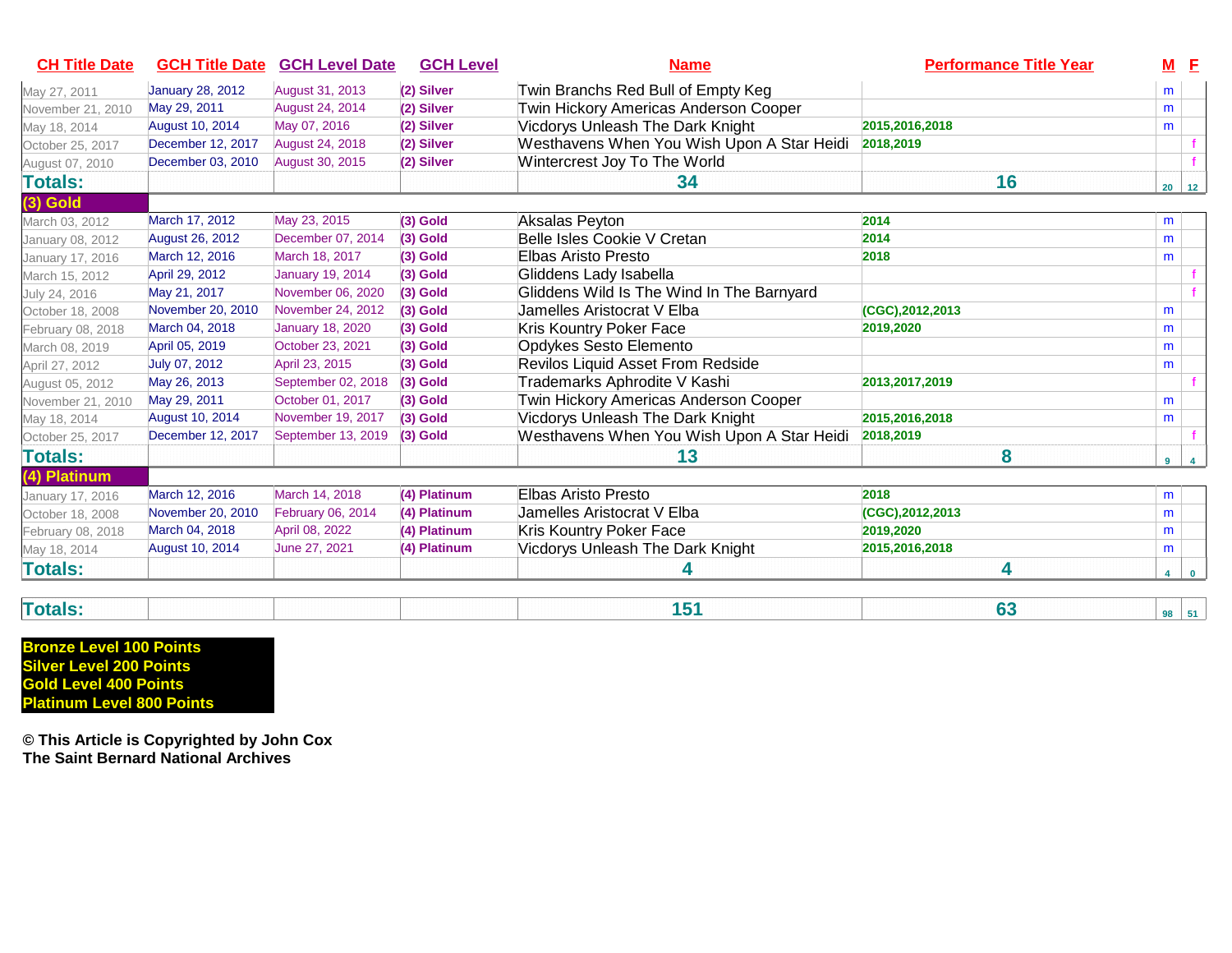| CH Title Date | GCH Title Date | GCH Level Date | GCH Level | Name | Performance Title Year | M | F |
|---|---|---|---|---|---|---|---|
| May 27, 2011 | January 28, 2012 | August 31, 2013 | (2) Silver | Twin Branchs Red Bull of Empty Keg | | m | |
| November 21, 2010 | May 29, 2011 | August 24, 2014 | (2) Silver | Twin Hickory Americas Anderson Cooper | | m | |
| May 18, 2014 | August 10, 2014 | May 07, 2016 | (2) Silver | Vicdorys Unleash The Dark Knight | 2015,2016,2018 | m | |
| October 25, 2017 | December 12, 2017 | August 24, 2018 | (2) Silver | Westhavens When You Wish Upon A Star Heidi | 2018,2019 | | f |
| August 07, 2010 | December 03, 2010 | August 30, 2015 | (2) Silver | Wintercrest Joy To The World | | | f |
| **Totals:** | | | | **34** | **16** | 20 | 12 |
| **(3) Gold** | | | | | | | |
| March 03, 2012 | March 17, 2012 | May 23, 2015 | (3) Gold | Aksalas Peyton | 2014 | m | |
| January 08, 2012 | August 26, 2012 | December 07, 2014 | (3) Gold | Belle Isles Cookie V Cretan | 2014 | m | |
| January 17, 2016 | March 12, 2016 | March 18, 2017 | (3) Gold | Elbas Aristo Presto | 2018 | m | |
| March 15, 2012 | April 29, 2012 | January 19, 2014 | (3) Gold | Gliddens Lady Isabella | | | f |
| July 24, 2016 | May 21, 2017 | November 06, 2020 | (3) Gold | Gliddens Wild Is The Wind In The Barnyard | | | f |
| October 18, 2008 | November 20, 2010 | November 24, 2012 | (3) Gold | Jamelles Aristocrat V Elba | (CGC),2012,2013 | m | |
| February 08, 2018 | March 04, 2018 | January 18, 2020 | (3) Gold | Kris Kountry Poker Face | 2019,2020 | m | |
| March 08, 2019 | April 05, 2019 | October 23, 2021 | (3) Gold | Opdykes Sesto Elemento | | m | |
| April 27, 2012 | July 07, 2012 | April 23, 2015 | (3) Gold | Revilos Liquid Asset From Redside | | m | |
| August 05, 2012 | May 26, 2013 | September 02, 2018 | (3) Gold | Trademarks Aphrodite V Kashi | 2013,2017,2019 | | f |
| November 21, 2010 | May 29, 2011 | October 01, 2017 | (3) Gold | Twin Hickory Americas Anderson Cooper | | m | |
| May 18, 2014 | August 10, 2014 | November 19, 2017 | (3) Gold | Vicdorys Unleash The Dark Knight | 2015,2016,2018 | m | |
| October 25, 2017 | December 12, 2017 | September 13, 2019 | (3) Gold | Westhavens When You Wish Upon A Star Heidi | 2018,2019 | | f |
| **Totals:** | | | | **13** | **8** | 9 | 4 |
| **(4) Platinum** | | | | | | | |
| January 17, 2016 | March 12, 2016 | March 14, 2018 | (4) Platinum | Elbas Aristo Presto | 2018 | m | |
| October 18, 2008 | November 20, 2010 | February 06, 2014 | (4) Platinum | Jamelles Aristocrat V Elba | (CGC),2012,2013 | m | |
| February 08, 2018 | March 04, 2018 | April 08, 2022 | (4) Platinum | Kris Kountry Poker Face | 2019,2020 | m | |
| May 18, 2014 | August 10, 2014 | June 27, 2021 | (4) Platinum | Vicdorys Unleash The Dark Knight | 2015,2016,2018 | m | |
| **Totals:** | | | | **4** | **4** | 4 | 0 |
| **Totals:** | | | | **151** | **63** | 98 | 51 |

**Bronze Level 100 Points**
**Silver Level 200 Points**
**Gold Level 400 Points**
**Platinum Level 800 Points**

**© This Article is Copyrighted by John Cox**
**The Saint Bernard National Archives**